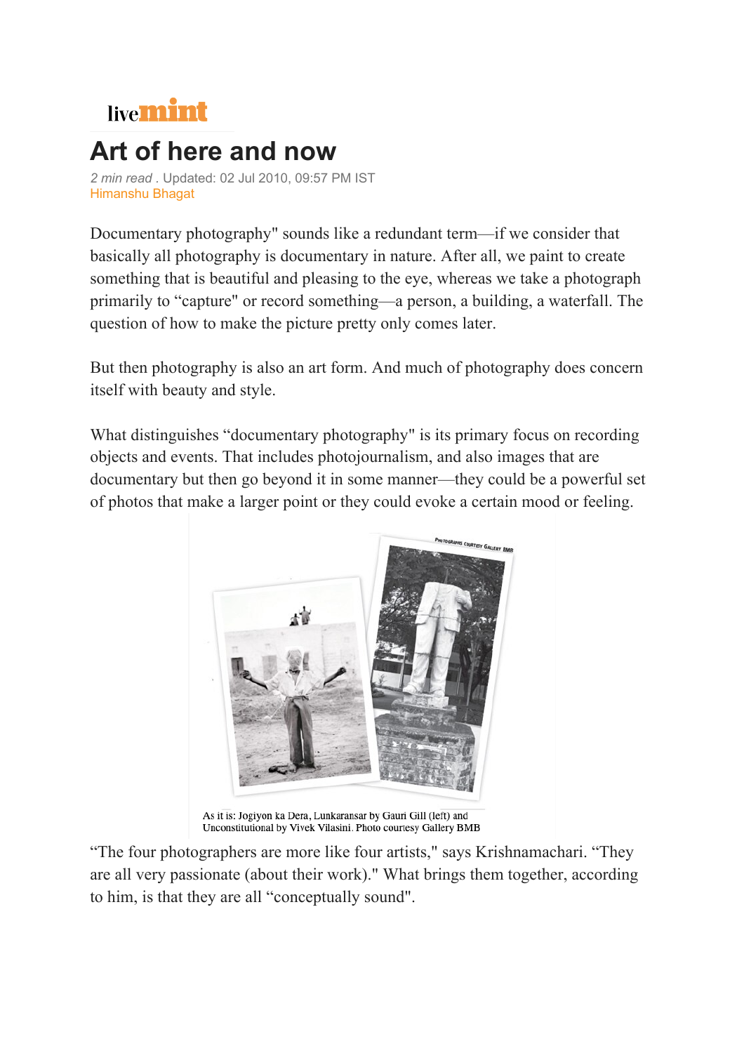# Art of here and now

*2 min read* . Updated: 02 Jul 2010, 09:57 PM IST
Himanshu Bhagat

Documentary photography" sounds like a redundant term—if we consider that basically all photography is documentary in nature. After all, we paint to create something that is beautiful and pleasing to the eye, whereas we take a photograph primarily to "capture" or record something—a person, a building, a waterfall. The question of how to make the picture pretty only comes later.

But then photography is also an art form. And much of photography does concern itself with beauty and style.

What distinguishes "documentary photography" is its primary focus on recording objects and events. That includes photojournalism, and also images that are documentary but then go beyond it in some manner—they could be a powerful set of photos that make a larger point or they could evoke a certain mood or feeling.

As it is: Jogiyon ka Dera, Lunkaransar by Gauri Gill (left) and Unconstitutional by Vivek Vilasini. Photo courtesy Gallery BMB

"The four photographers are more like four artists," says Krishnamachari. "They are all very passionate (about their work)." What brings them together, according to him, is that they are all "conceptually sound".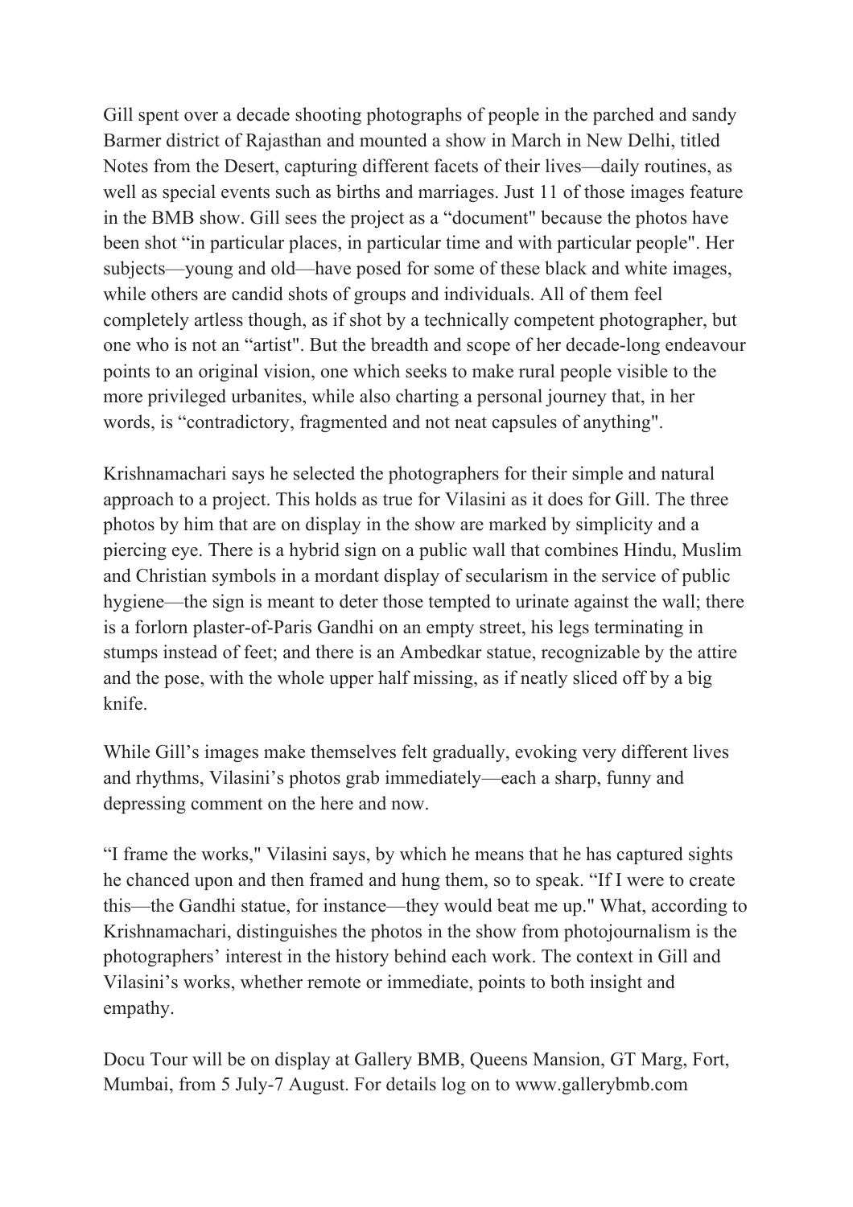Gill spent over a decade shooting photographs of people in the parched and sandy Barmer district of Rajasthan and mounted a show in March in New Delhi, titled Notes from the Desert, capturing different facets of their lives—daily routines, as well as special events such as births and marriages. Just 11 of those images feature in the BMB show. Gill sees the project as a "document" because the photos have been shot "in particular places, in particular time and with particular people". Her subjects—young and old—have posed for some of these black and white images, while others are candid shots of groups and individuals. All of them feel completely artless though, as if shot by a technically competent photographer, but one who is not an "artist". But the breadth and scope of her decade-long endeavour points to an original vision, one which seeks to make rural people visible to the more privileged urbanites, while also charting a personal journey that, in her words, is "contradictory, fragmented and not neat capsules of anything".

Krishnamachari says he selected the photographers for their simple and natural approach to a project. This holds as true for Vilasini as it does for Gill. The three photos by him that are on display in the show are marked by simplicity and a piercing eye. There is a hybrid sign on a public wall that combines Hindu, Muslim and Christian symbols in a mordant display of secularism in the service of public hygiene—the sign is meant to deter those tempted to urinate against the wall; there is a forlorn plaster-of-Paris Gandhi on an empty street, his legs terminating in stumps instead of feet; and there is an Ambedkar statue, recognizable by the attire and the pose, with the whole upper half missing, as if neatly sliced off by a big knife.

While Gill's images make themselves felt gradually, evoking very different lives and rhythms, Vilasini's photos grab immediately—each a sharp, funny and depressing comment on the here and now.

"I frame the works," Vilasini says, by which he means that he has captured sights he chanced upon and then framed and hung them, so to speak. "If I were to create this—the Gandhi statue, for instance—they would beat me up." What, according to Krishnamachari, distinguishes the photos in the show from photojournalism is the photographers' interest in the history behind each work. The context in Gill and Vilasini's works, whether remote or immediate, points to both insight and empathy.

Docu Tour will be on display at Gallery BMB, Queens Mansion, GT Marg, Fort, Mumbai, from 5 July-7 August. For details log on to www.gallerybmb.com